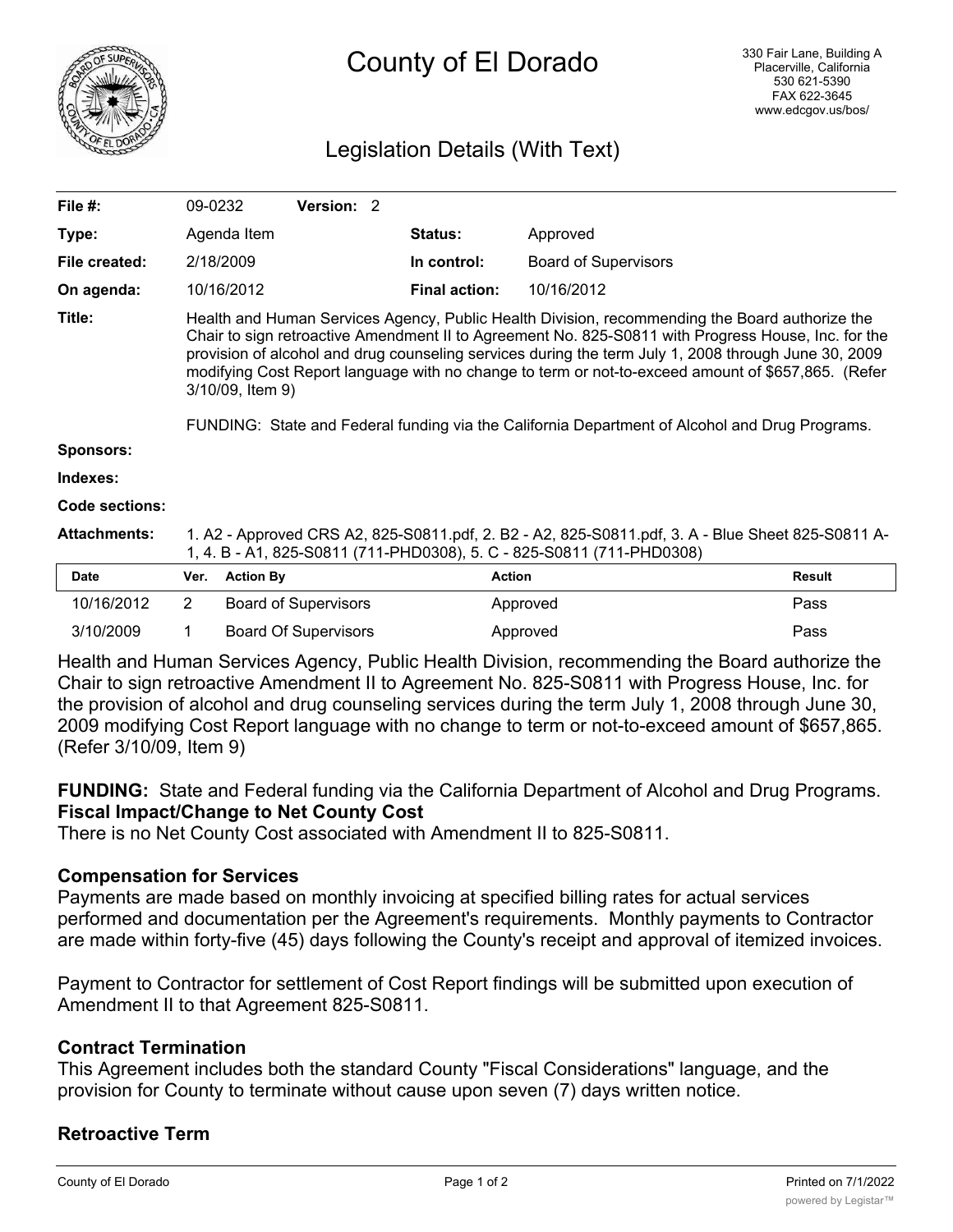# County of El Dorado

330 Fair Lane, Building A
Placerville, California
530 621-5390
FAX 622-3645
www.edcgov.us/bos/

## Legislation Details (With Text)

| | | | | |
|---|---|---|---|---|
| **File #:** | 09-0232 | **Version:** 2 | | |
| **Type:** | Agenda Item | | **Status:** | Approved |
| **File created:** | 2/18/2009 | | **In control:** | Board of Supervisors |
| **On agenda:** | 10/16/2012 | | **Final action:** | 10/16/2012 |

**Title:** Health and Human Services Agency, Public Health Division, recommending the Board authorize the Chair to sign retroactive Amendment II to Agreement No. 825-S0811 with Progress House, Inc. for the provision of alcohol and drug counseling services during the term July 1, 2008 through June 30, 2009 modifying Cost Report language with no change to term or not-to-exceed amount of $657,865. (Refer 3/10/09, Item 9)

FUNDING: State and Federal funding via the California Department of Alcohol and Drug Programs.

**Sponsors:**

**Indexes:**

**Code sections:**

**Attachments:** 1. A2 - Approved CRS A2, 825-S0811.pdf, 2. B2 - A2, 825-S0811.pdf, 3. A - Blue Sheet 825-S0811 A-1, 4. B - A1, 825-S0811 (711-PHD0308), 5. C - 825-S0811 (711-PHD0308)

| Date | Ver. | Action By | Action | Result |
|---|---|---|---|---|
| 10/16/2012 | 2 | Board of Supervisors | Approved | Pass |
| 3/10/2009 | 1 | Board Of Supervisors | Approved | Pass |

Health and Human Services Agency, Public Health Division, recommending the Board authorize the Chair to sign retroactive Amendment II to Agreement No. 825-S0811 with Progress House, Inc. for the provision of alcohol and drug counseling services during the term July 1, 2008 through June 30, 2009 modifying Cost Report language with no change to term or not-to-exceed amount of $657,865. (Refer 3/10/09, Item 9)

**FUNDING:** State and Federal funding via the California Department of Alcohol and Drug Programs.

**Fiscal Impact/Change to Net County Cost**

There is no Net County Cost associated with Amendment II to 825-S0811.

### Compensation for Services

Payments are made based on monthly invoicing at specified billing rates for actual services performed and documentation per the Agreement's requirements. Monthly payments to Contractor are made within forty-five (45) days following the County's receipt and approval of itemized invoices.

Payment to Contractor for settlement of Cost Report findings will be submitted upon execution of Amendment II to that Agreement 825-S0811.

### Contract Termination

This Agreement includes both the standard County "Fiscal Considerations" language, and the provision for County to terminate without cause upon seven (7) days written notice.

### Retroactive Term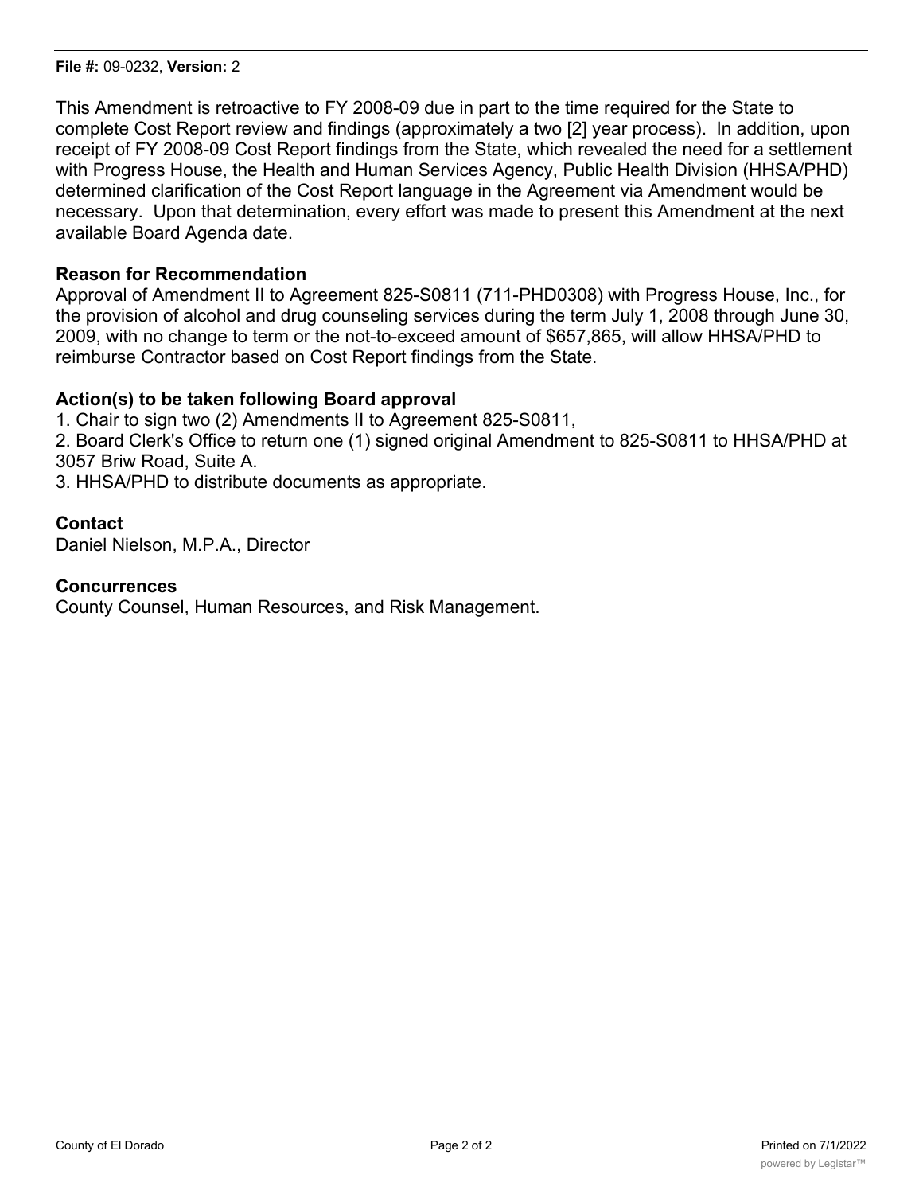This Amendment is retroactive to FY 2008-09 due in part to the time required for the State to complete Cost Report review and findings (approximately a two [2] year process). In addition, upon receipt of FY 2008-09 Cost Report findings from the State, which revealed the need for a settlement with Progress House, the Health and Human Services Agency, Public Health Division (HHSA/PHD) determined clarification of the Cost Report language in the Agreement via Amendment would be necessary. Upon that determination, every effort was made to present this Amendment at the next available Board Agenda date.

**Reason for Recommendation**

Approval of Amendment II to Agreement 825-S0811 (711-PHD0308) with Progress House, Inc., for the provision of alcohol and drug counseling services during the term July 1, 2008 through June 30, 2009, with no change to term or the not-to-exceed amount of $657,865, will allow HHSA/PHD to reimburse Contractor based on Cost Report findings from the State.

**Action(s) to be taken following Board approval**

1. Chair to sign two (2) Amendments II to Agreement 825-S0811,
2. Board Clerk's Office to return one (1) signed original Amendment to 825-S0811 to HHSA/PHD at 3057 Briw Road, Suite A.
3. HHSA/PHD to distribute documents as appropriate.

**Contact**

Daniel Nielson, M.P.A., Director

**Concurrences**

County Counsel, Human Resources, and Risk Management.